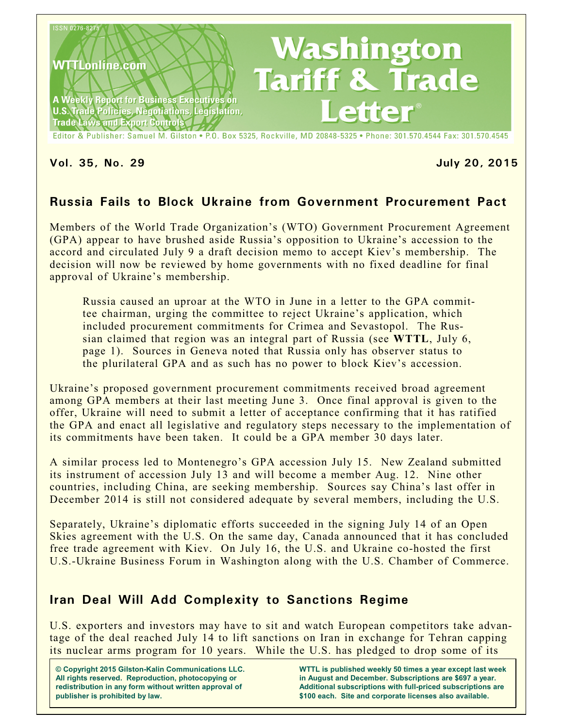ISSN 0276-8275

WTTLonline.com

A Weekly Report for Business Executives on U.S. Trade Policies, Negotiations, Legislation, Trade Laws and Export Controls

# Washington Tariff & Trade Letter®

Editor & Publisher: Samuel M. Gilston • P.O. Box 5325, Rockville, MD 20848-5325 • Phone: 301.570.4544 Fax: 301.570.4545

**Vol. 35, No. 29** **July 20, 2015**

## Russia Fails to Block Ukraine from Government Procurement Pact

Members of the World Trade Organization's (WTO) Government Procurement Agreement (GPA) appear to have brushed aside Russia's opposition to Ukraine's accession to the accord and circulated July 9 a draft decision memo to accept Kiev's membership. The decision will now be reviewed by home governments with no fixed deadline for final approval of Ukraine's membership.

> Russia caused an uproar at the WTO in June in a letter to the GPA committee chairman, urging the committee to reject Ukraine's application, which included procurement commitments for Crimea and Sevastopol. The Russian claimed that region was an integral part of Russia (see **WTTL**, July 6, page 1). Sources in Geneva noted that Russia only has observer status to the plurilateral GPA and as such has no power to block Kiev's accession.

Ukraine's proposed government procurement commitments received broad agreement among GPA members at their last meeting June 3. Once final approval is given to the offer, Ukraine will need to submit a letter of acceptance confirming that it has ratified the GPA and enact all legislative and regulatory steps necessary to the implementation of its commitments have been taken. It could be a GPA member 30 days later.

A similar process led to Montenegro's GPA accession July 15. New Zealand submitted its instrument of accession July 13 and will become a member Aug. 12. Nine other countries, including China, are seeking membership. Sources say China's last offer in December 2014 is still not considered adequate by several members, including the U.S.

Separately, Ukraine's diplomatic efforts succeeded in the signing July 14 of an Open Skies agreement with the U.S. On the same day, Canada announced that it has concluded free trade agreement with Kiev. On July 16, the U.S. and Ukraine co-hosted the first U.S.-Ukraine Business Forum in Washington along with the U.S. Chamber of Commerce.

## Iran Deal Will Add Complexity to Sanctions Regime

U.S. exporters and investors may have to sit and watch European competitors take advantage of the deal reached July 14 to lift sanctions on Iran in exchange for Tehran capping its nuclear arms program for 10 years. While the U.S. has pledged to drop some of its

**© Copyright 2015 Gilston-Kalin Communications LLC. All rights reserved. Reproduction, photocopying or redistribution in any form without written approval of publisher is prohibited by law.**

**WTTL is published weekly 50 times a year except last week in August and December. Subscriptions are $697 a year. Additional subscriptions with full-priced subscriptions are $100 each. Site and corporate licenses also available.**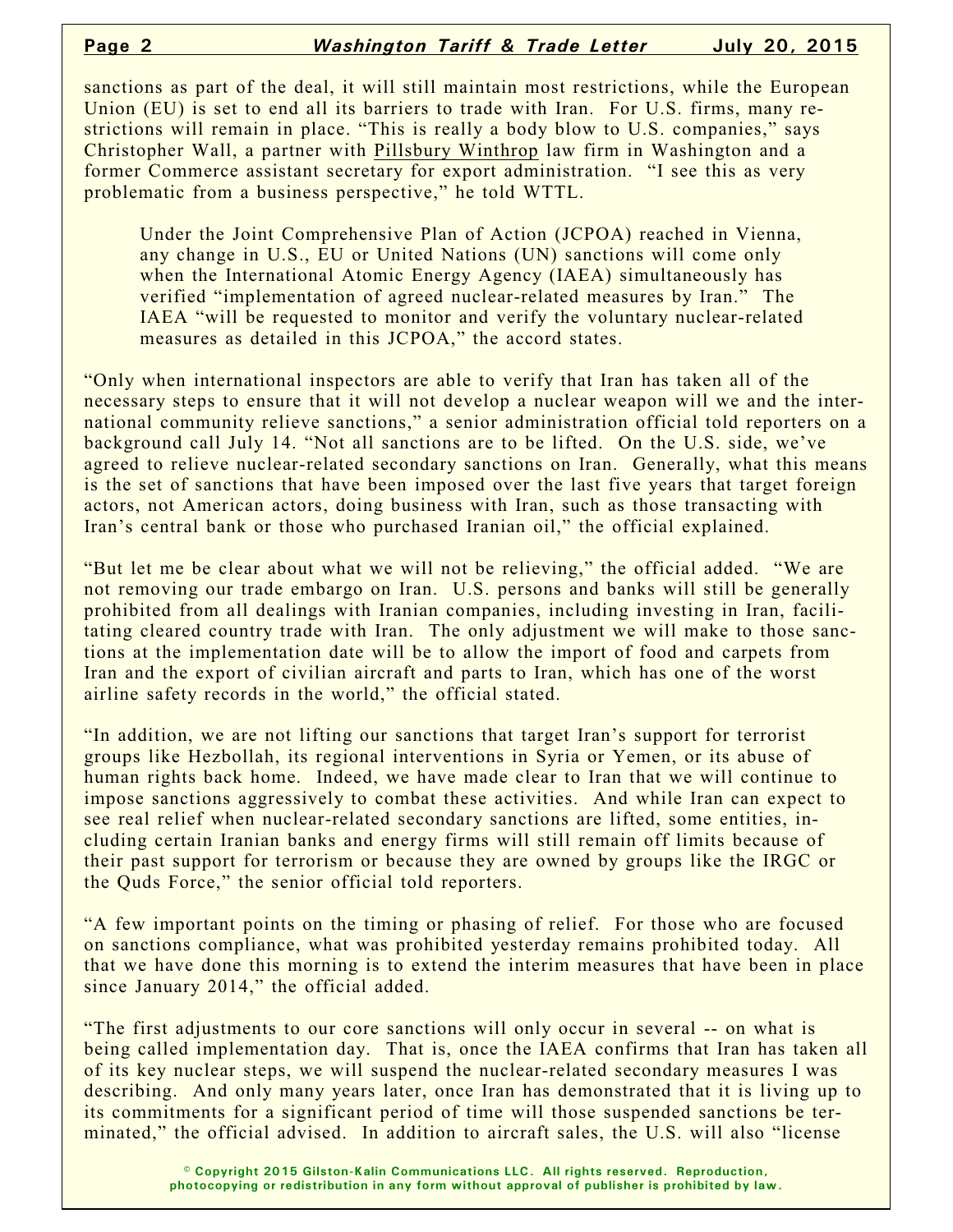sanctions as part of the deal, it will still maintain most restrictions, while the European Union (EU) is set to end all its barriers to trade with Iran. For U.S. firms, many restrictions will remain in place. "This is really a body blow to U.S. companies," says Christopher Wall, a partner with Pillsbury Winthrop law firm in Washington and a former Commerce assistant secretary for export administration. "I see this as very problematic from a business perspective," he told WTTL.

> Under the Joint Comprehensive Plan of Action (JCPOA) reached in Vienna, any change in U.S., EU or United Nations (UN) sanctions will come only when the International Atomic Energy Agency (IAEA) simultaneously has verified "implementation of agreed nuclear-related measures by Iran." The IAEA "will be requested to monitor and verify the voluntary nuclear-related measures as detailed in this JCPOA," the accord states.

"Only when international inspectors are able to verify that Iran has taken all of the necessary steps to ensure that it will not develop a nuclear weapon will we and the international community relieve sanctions," a senior administration official told reporters on a background call July 14. "Not all sanctions are to be lifted. On the U.S. side, we've agreed to relieve nuclear-related secondary sanctions on Iran. Generally, what this means is the set of sanctions that have been imposed over the last five years that target foreign actors, not American actors, doing business with Iran, such as those transacting with Iran's central bank or those who purchased Iranian oil," the official explained.

"But let me be clear about what we will not be relieving," the official added. "We are not removing our trade embargo on Iran. U.S. persons and banks will still be generally prohibited from all dealings with Iranian companies, including investing in Iran, facilitating cleared country trade with Iran. The only adjustment we will make to those sanctions at the implementation date will be to allow the import of food and carpets from Iran and the export of civilian aircraft and parts to Iran, which has one of the worst airline safety records in the world," the official stated.

"In addition, we are not lifting our sanctions that target Iran's support for terrorist groups like Hezbollah, its regional interventions in Syria or Yemen, or its abuse of human rights back home. Indeed, we have made clear to Iran that we will continue to impose sanctions aggressively to combat these activities. And while Iran can expect to see real relief when nuclear-related secondary sanctions are lifted, some entities, including certain Iranian banks and energy firms will still remain off limits because of their past support for terrorism or because they are owned by groups like the IRGC or the Quds Force," the senior official told reporters.

"A few important points on the timing or phasing of relief. For those who are focused on sanctions compliance, what was prohibited yesterday remains prohibited today. All that we have done this morning is to extend the interim measures that have been in place since January 2014," the official added.

"The first adjustments to our core sanctions will only occur in several -- on what is being called implementation day. That is, once the IAEA confirms that Iran has taken all of its key nuclear steps, we will suspend the nuclear-related secondary measures I was describing. And only many years later, once Iran has demonstrated that it is living up to its commitments for a significant period of time will those suspended sanctions be terminated," the official advised. In addition to aircraft sales, the U.S. will also "license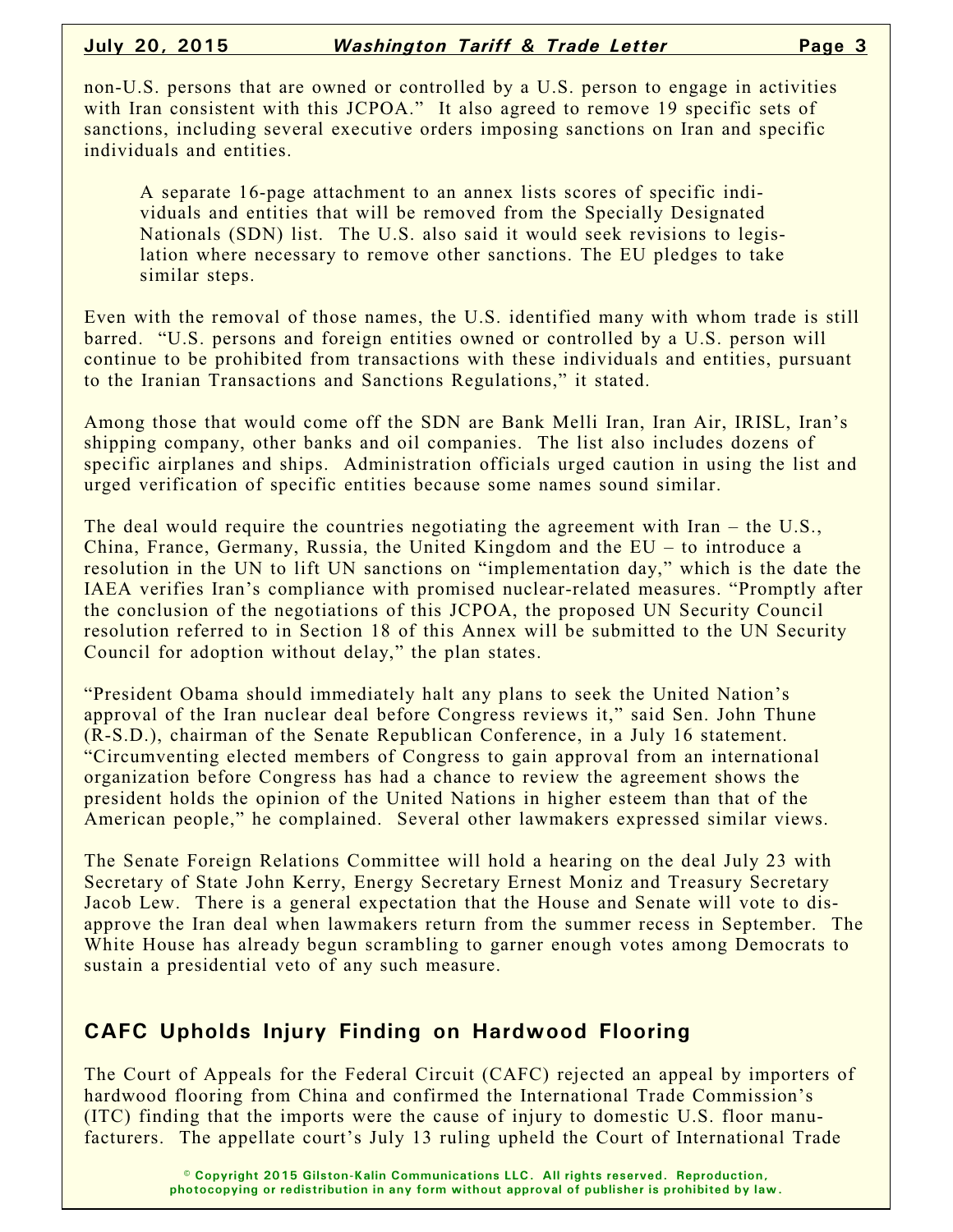non-U.S. persons that are owned or controlled by a U.S. person to engage in activities with Iran consistent with this JCPOA." It also agreed to remove 19 specific sets of sanctions, including several executive orders imposing sanctions on Iran and specific individuals and entities.

> A separate 16-page attachment to an annex lists scores of specific individuals and entities that will be removed from the Specially Designated Nationals (SDN) list. The U.S. also said it would seek revisions to legislation where necessary to remove other sanctions. The EU pledges to take similar steps.

Even with the removal of those names, the U.S. identified many with whom trade is still barred. "U.S. persons and foreign entities owned or controlled by a U.S. person will continue to be prohibited from transactions with these individuals and entities, pursuant to the Iranian Transactions and Sanctions Regulations," it stated.

Among those that would come off the SDN are Bank Melli Iran, Iran Air, IRISL, Iran's shipping company, other banks and oil companies. The list also includes dozens of specific airplanes and ships. Administration officials urged caution in using the list and urged verification of specific entities because some names sound similar.

The deal would require the countries negotiating the agreement with Iran – the U.S., China, France, Germany, Russia, the United Kingdom and the EU – to introduce a resolution in the UN to lift UN sanctions on "implementation day," which is the date the IAEA verifies Iran's compliance with promised nuclear-related measures. "Promptly after the conclusion of the negotiations of this JCPOA, the proposed UN Security Council resolution referred to in Section 18 of this Annex will be submitted to the UN Security Council for adoption without delay," the plan states.

"President Obama should immediately halt any plans to seek the United Nation's approval of the Iran nuclear deal before Congress reviews it," said Sen. John Thune (R-S.D.), chairman of the Senate Republican Conference, in a July 16 statement. "Circumventing elected members of Congress to gain approval from an international organization before Congress has had a chance to review the agreement shows the president holds the opinion of the United Nations in higher esteem than that of the American people," he complained. Several other lawmakers expressed similar views.

The Senate Foreign Relations Committee will hold a hearing on the deal July 23 with Secretary of State John Kerry, Energy Secretary Ernest Moniz and Treasury Secretary Jacob Lew. There is a general expectation that the House and Senate will vote to disapprove the Iran deal when lawmakers return from the summer recess in September. The White House has already begun scrambling to garner enough votes among Democrats to sustain a presidential veto of any such measure.

## CAFC Upholds Injury Finding on Hardwood Flooring

The Court of Appeals for the Federal Circuit (CAFC) rejected an appeal by importers of hardwood flooring from China and confirmed the International Trade Commission's (ITC) finding that the imports were the cause of injury to domestic U.S. floor manufacturers. The appellate court's July 13 ruling upheld the Court of International Trade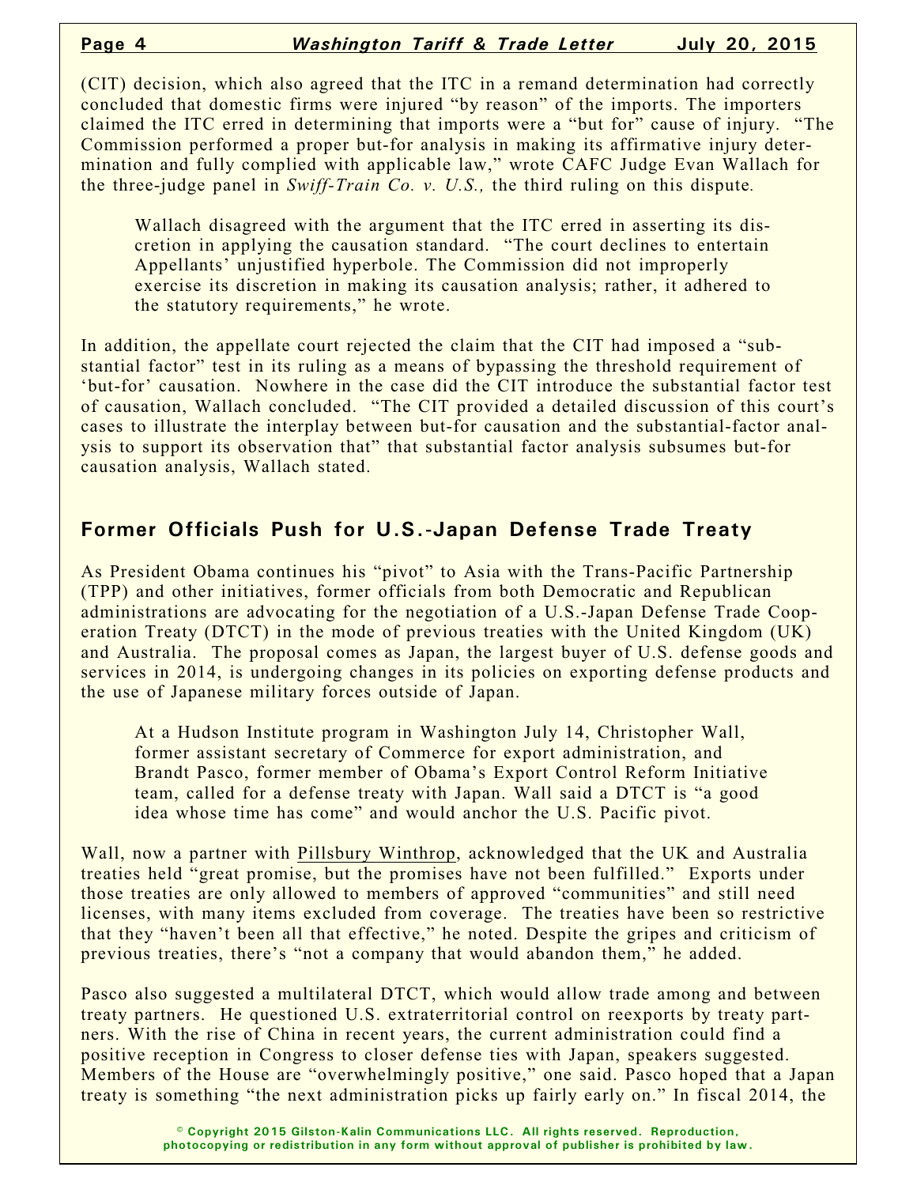(CIT) decision, which also agreed that the ITC in a remand determination had correctly concluded that domestic firms were injured "by reason" of the imports. The importers claimed the ITC erred in determining that imports were a "but for" cause of injury. "The Commission performed a proper but-for analysis in making its affirmative injury determination and fully complied with applicable law," wrote CAFC Judge Evan Wallach for the three-judge panel in *Swiff-Train Co. v. U.S.,* the third ruling on this dispute.

Wallach disagreed with the argument that the ITC erred in asserting its discretion in applying the causation standard. "The court declines to entertain Appellants' unjustified hyperbole. The Commission did not improperly exercise its discretion in making its causation analysis; rather, it adhered to the statutory requirements," he wrote.

In addition, the appellate court rejected the claim that the CIT had imposed a "substantial factor" test in its ruling as a means of bypassing the threshold requirement of 'but-for' causation. Nowhere in the case did the CIT introduce the substantial factor test of causation, Wallach concluded. "The CIT provided a detailed discussion of this court's cases to illustrate the interplay between but-for causation and the substantial-factor analysis to support its observation that" that substantial factor analysis subsumes but-for causation analysis, Wallach stated.

## Former Officials Push for U.S.-Japan Defense Trade Treaty

As President Obama continues his "pivot" to Asia with the Trans-Pacific Partnership (TPP) and other initiatives, former officials from both Democratic and Republican administrations are advocating for the negotiation of a U.S.-Japan Defense Trade Cooperation Treaty (DTCT) in the mode of previous treaties with the United Kingdom (UK) and Australia. The proposal comes as Japan, the largest buyer of U.S. defense goods and services in 2014, is undergoing changes in its policies on exporting defense products and the use of Japanese military forces outside of Japan.

At a Hudson Institute program in Washington July 14, Christopher Wall, former assistant secretary of Commerce for export administration, and Brandt Pasco, former member of Obama's Export Control Reform Initiative team, called for a defense treaty with Japan. Wall said a DTCT is "a good idea whose time has come" and would anchor the U.S. Pacific pivot.

Wall, now a partner with Pillsbury Winthrop, acknowledged that the UK and Australia treaties held "great promise, but the promises have not been fulfilled." Exports under those treaties are only allowed to members of approved "communities" and still need licenses, with many items excluded from coverage. The treaties have been so restrictive that they "haven't been all that effective," he noted. Despite the gripes and criticism of previous treaties, there's "not a company that would abandon them," he added.

Pasco also suggested a multilateral DTCT, which would allow trade among and between treaty partners. He questioned U.S. extraterritorial control on reexports by treaty partners. With the rise of China in recent years, the current administration could find a positive reception in Congress to closer defense ties with Japan, speakers suggested. Members of the House are "overwhelmingly positive," one said. Pasco hoped that a Japan treaty is something "the next administration picks up fairly early on." In fiscal 2014, the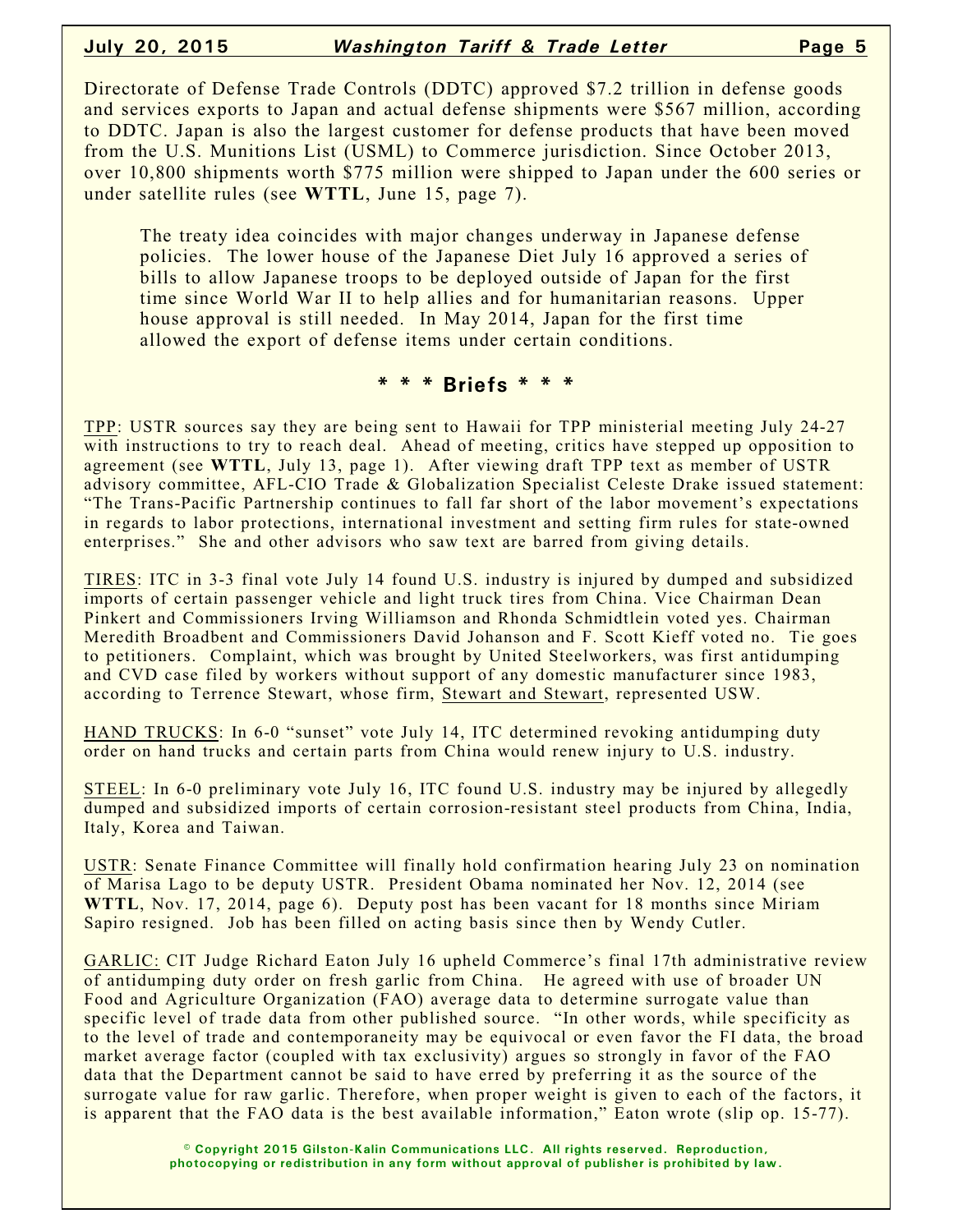Directorate of Defense Trade Controls (DDTC) approved $7.2 trillion in defense goods and services exports to Japan and actual defense shipments were $567 million, according to DDTC. Japan is also the largest customer for defense products that have been moved from the U.S. Munitions List (USML) to Commerce jurisdiction. Since October 2013, over 10,800 shipments worth $775 million were shipped to Japan under the 600 series or under satellite rules (see **WTTL**, June 15, page 7).

The treaty idea coincides with major changes underway in Japanese defense policies. The lower house of the Japanese Diet July 16 approved a series of bills to allow Japanese troops to be deployed outside of Japan for the first time since World War II to help allies and for humanitarian reasons. Upper house approval is still needed. In May 2014, Japan for the first time allowed the export of defense items under certain conditions.

## * * * Briefs * * *

TPP: USTR sources say they are being sent to Hawaii for TPP ministerial meeting July 24-27 with instructions to try to reach deal. Ahead of meeting, critics have stepped up opposition to agreement (see **WTTL**, July 13, page 1). After viewing draft TPP text as member of USTR advisory committee, AFL-CIO Trade & Globalization Specialist Celeste Drake issued statement: "The Trans-Pacific Partnership continues to fall far short of the labor movement's expectations in regards to labor protections, international investment and setting firm rules for state-owned enterprises." She and other advisors who saw text are barred from giving details.

TIRES: ITC in 3-3 final vote July 14 found U.S. industry is injured by dumped and subsidized imports of certain passenger vehicle and light truck tires from China. Vice Chairman Dean Pinkert and Commissioners Irving Williamson and Rhonda Schmidtlein voted yes. Chairman Meredith Broadbent and Commissioners David Johanson and F. Scott Kieff voted no. Tie goes to petitioners. Complaint, which was brought by United Steelworkers, was first antidumping and CVD case filed by workers without support of any domestic manufacturer since 1983, according to Terrence Stewart, whose firm, Stewart and Stewart, represented USW.

HAND TRUCKS: In 6-0 "sunset" vote July 14, ITC determined revoking antidumping duty order on hand trucks and certain parts from China would renew injury to U.S. industry.

STEEL: In 6-0 preliminary vote July 16, ITC found U.S. industry may be injured by allegedly dumped and subsidized imports of certain corrosion-resistant steel products from China, India, Italy, Korea and Taiwan.

USTR: Senate Finance Committee will finally hold confirmation hearing July 23 on nomination of Marisa Lago to be deputy USTR. President Obama nominated her Nov. 12, 2014 (see **WTTL**, Nov. 17, 2014, page 6). Deputy post has been vacant for 18 months since Miriam Sapiro resigned. Job has been filled on acting basis since then by Wendy Cutler.

GARLIC: CIT Judge Richard Eaton July 16 upheld Commerce's final 17th administrative review of antidumping duty order on fresh garlic from China. He agreed with use of broader UN Food and Agriculture Organization (FAO) average data to determine surrogate value than specific level of trade data from other published source. "In other words, while specificity as to the level of trade and contemporaneity may be equivocal or even favor the FI data, the broad market average factor (coupled with tax exclusivity) argues so strongly in favor of the FAO data that the Department cannot be said to have erred by preferring it as the source of the surrogate value for raw garlic. Therefore, when proper weight is given to each of the factors, it is apparent that the FAO data is the best available information," Eaton wrote (slip op. 15-77).

© Copyright 2015 Gilston-Kalin Communications LLC. All rights reserved. Reproduction, photocopying or redistribution in any form without approval of publisher is prohibited by law.